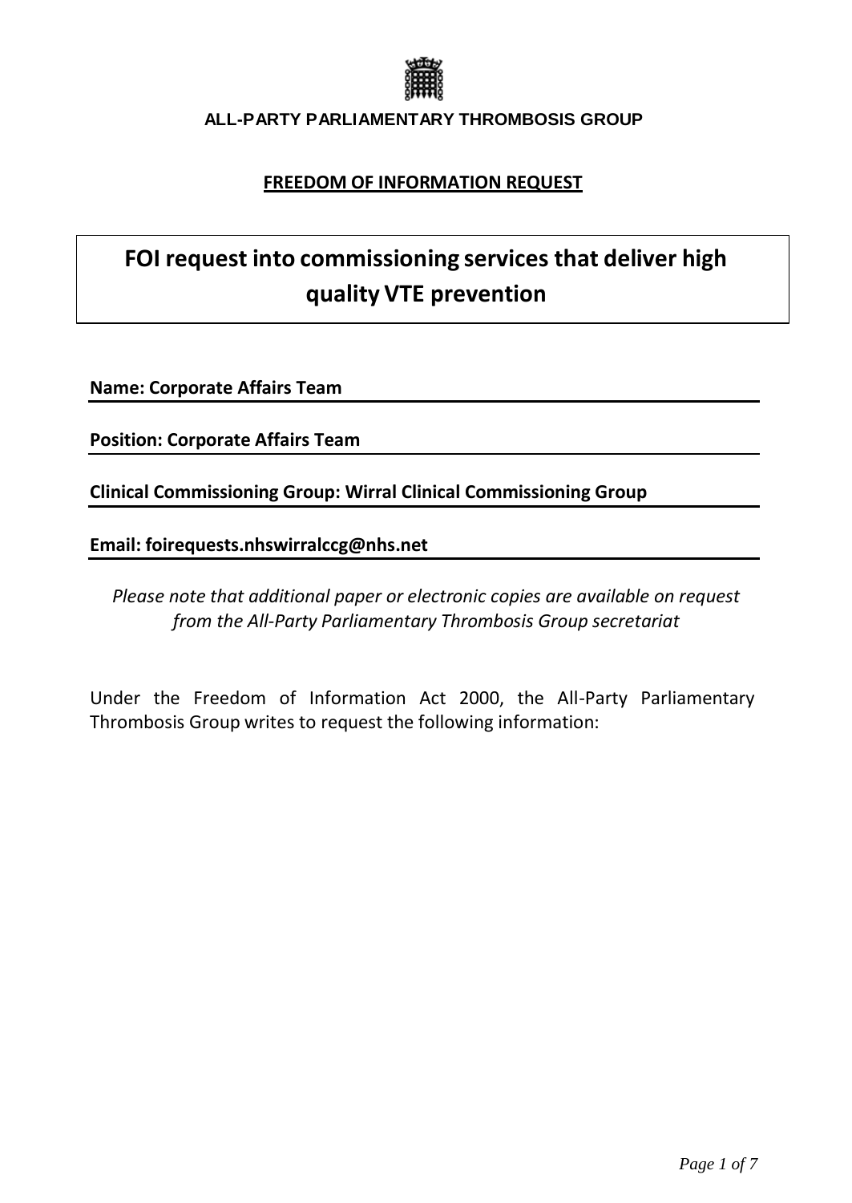**ALL-PARTY PARLIAMENTARY THROMBOSIS GROUP**

**FREEDOM OF INFORMATION REQUEST**

# FOI request into commissioning services that deliver high quality VTE prevention

**Name: Corporate Affairs Team**

**Position: Corporate Affairs Team**

**Clinical Commissioning Group: Wirral Clinical Commissioning Group**

**Email: foirequests.nhswirralccg@nhs.net**

*Please note that additional paper or electronic copies are available on request from the All-Party Parliamentary Thrombosis Group secretariat*

Under the Freedom of Information Act 2000, the All-Party Parliamentary Thrombosis Group writes to request the following information: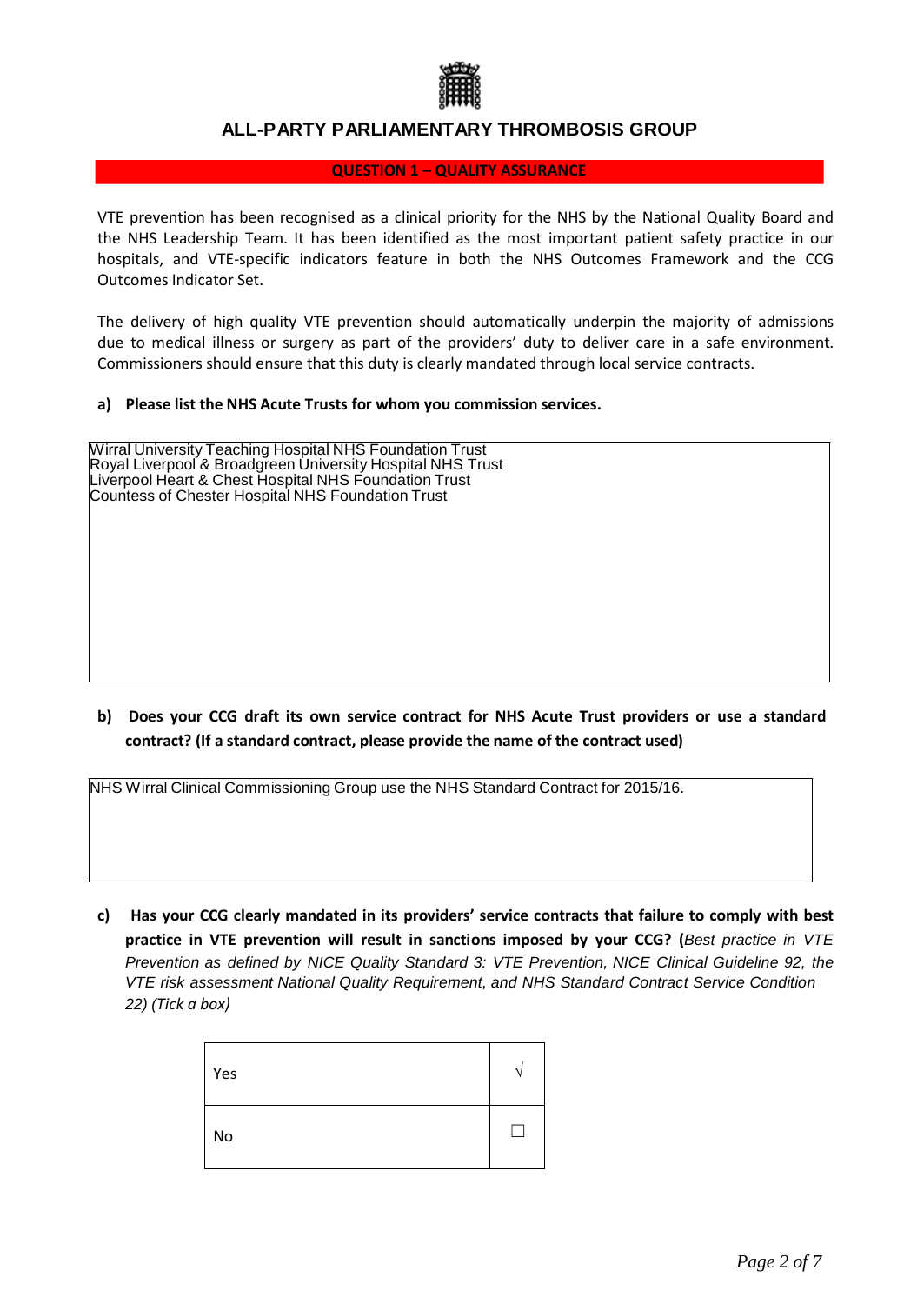## ALL-PARTY PARLIAMENTARY THROMBOSIS GROUP

### QUESTION 1 – QUALITY ASSURANCE

VTE prevention has been recognised as a clinical priority for the NHS by the National Quality Board and the NHS Leadership Team. It has been identified as the most important patient safety practice in our hospitals, and VTE-specific indicators feature in both the NHS Outcomes Framework and the CCG Outcomes Indicator Set.

The delivery of high quality VTE prevention should automatically underpin the majority of admissions due to medical illness or surgery as part of the providers' duty to deliver care in a safe environment. Commissioners should ensure that this duty is clearly mandated through local service contracts.

**a) Please list the NHS Acute Trusts for whom you commission services.**

Wirral University Teaching Hospital NHS Foundation Trust
Royal Liverpool & Broadgreen University Hospital NHS Trust
Liverpool Heart & Chest Hospital NHS Foundation Trust
Countess of Chester Hospital NHS Foundation Trust

**b) Does your CCG draft its own service contract for NHS Acute Trust providers or use a standard contract? (If a standard contract, please provide the name of the contract used)**

NHS Wirral Clinical Commissioning Group use the NHS Standard Contract for 2015/16.

**c) Has your CCG clearly mandated in its providers' service contracts that failure to comply with best practice in VTE prevention will result in sanctions imposed by your CCG? (***Best practice in VTE Prevention as defined by NICE Quality Standard 3: VTE Prevention, NICE Clinical Guideline 92, the VTE risk assessment National Quality Requirement, and NHS Standard Contract Service Condition 22) (Tick a box)*

| | |
|---|---|
| Yes | √ |
| No | ☐ |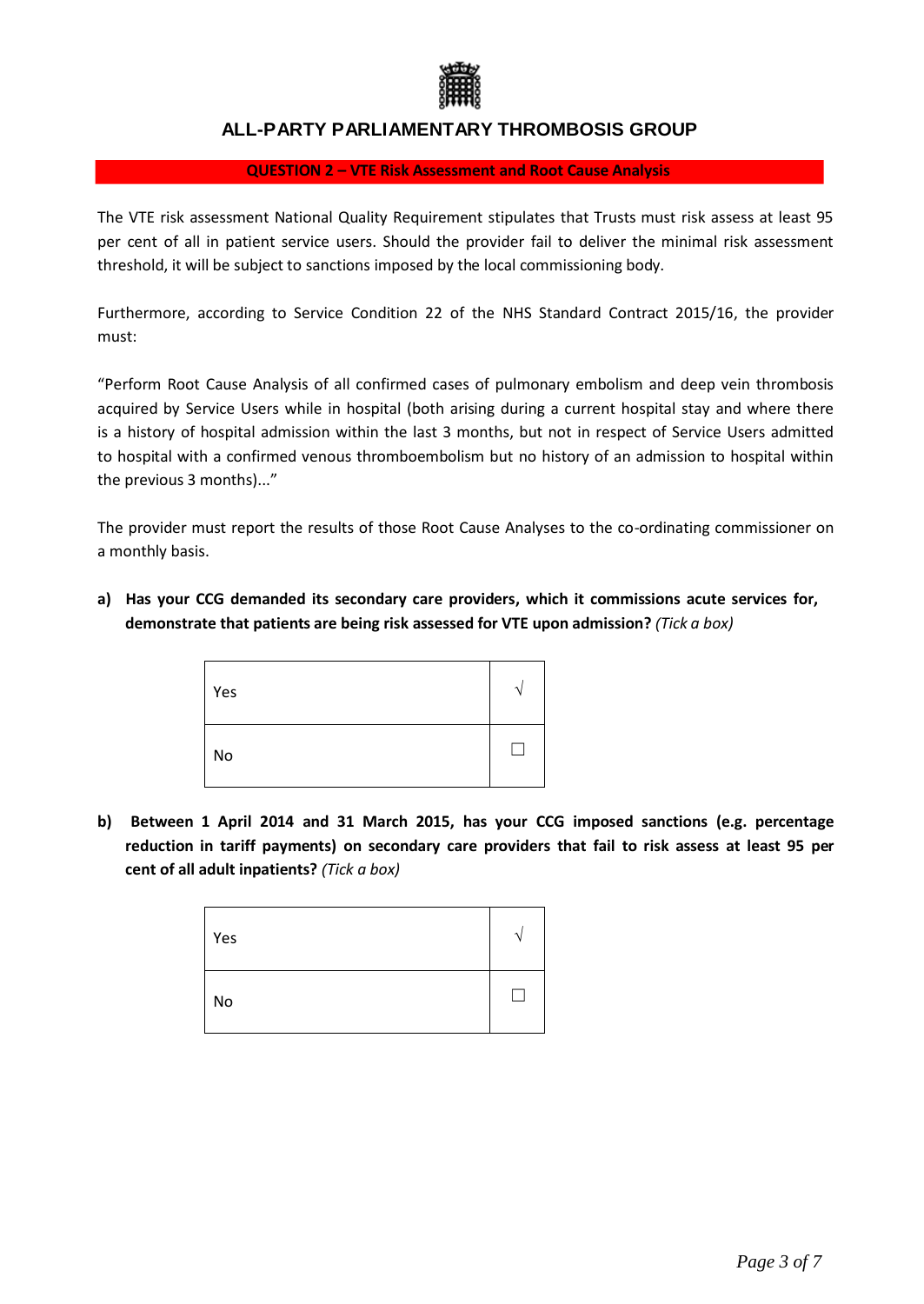## ALL-PARTY PARLIAMENTARY THROMBOSIS GROUP

### QUESTION 2 – VTE Risk Assessment and Root Cause Analysis

The VTE risk assessment National Quality Requirement stipulates that Trusts must risk assess at least 95 per cent of all in patient service users. Should the provider fail to deliver the minimal risk assessment threshold, it will be subject to sanctions imposed by the local commissioning body.

Furthermore, according to Service Condition 22 of the NHS Standard Contract 2015/16, the provider must:

"Perform Root Cause Analysis of all confirmed cases of pulmonary embolism and deep vein thrombosis acquired by Service Users while in hospital (both arising during a current hospital stay and where there is a history of hospital admission within the last 3 months, but not in respect of Service Users admitted to hospital with a confirmed venous thromboembolism but no history of an admission to hospital within the previous 3 months)..."

The provider must report the results of those Root Cause Analyses to the co-ordinating commissioner on a monthly basis.

**a) Has your CCG demanded its secondary care providers, which it commissions acute services for, demonstrate that patients are being risk assessed for VTE upon admission?** *(Tick a box)*

| | |
|---|---|
| Yes | √ |
| No | ☐ |

**b) Between 1 April 2014 and 31 March 2015, has your CCG imposed sanctions (e.g. percentage reduction in tariff payments) on secondary care providers that fail to risk assess at least 95 per cent of all adult inpatients?** *(Tick a box)*

| | |
|---|---|
| Yes | √ |
| No | ☐ |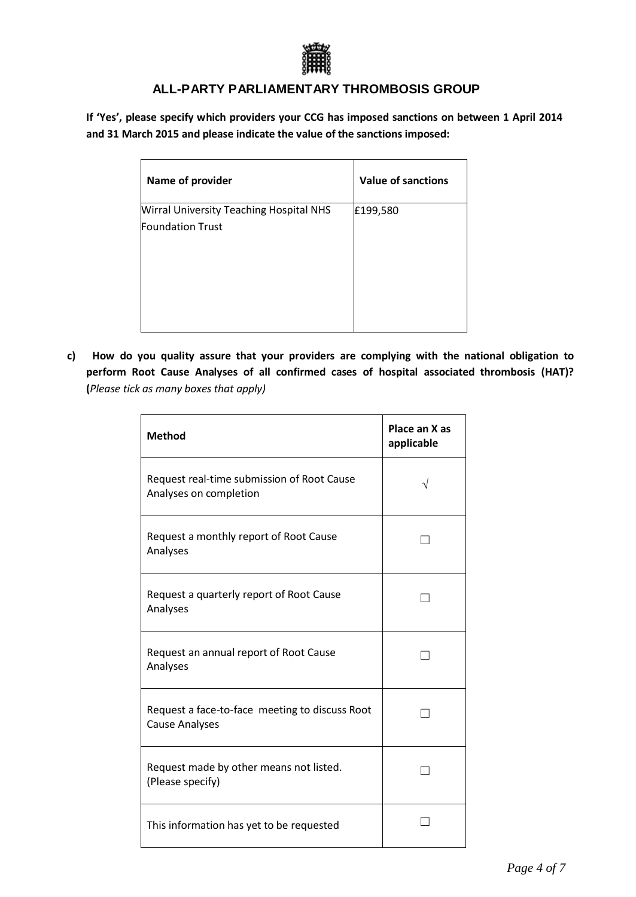**If 'Yes', please specify which providers your CCG has imposed sanctions on between 1 April 2014 and 31 March 2015 and please indicate the value of the sanctions imposed:**

| Name of provider | Value of sanctions |
|---|---|
| Wirral University Teaching Hospital NHS Foundation Trust | £199,580 |

**c) How do you quality assure that your providers are complying with the national obligation to perform Root Cause Analyses of all confirmed cases of hospital associated thrombosis (HAT)? (***Please tick as many boxes that apply)*

| Method | Place an X as applicable |
|---|---|
| Request real-time submission of Root Cause Analyses on completion | √ |
| Request a monthly report of Root Cause Analyses | ☐ |
| Request a quarterly report of Root Cause Analyses | ☐ |
| Request an annual report of Root Cause Analyses | ☐ |
| Request a face-to-face meeting to discuss Root Cause Analyses | ☐ |
| Request made by other means not listed. (Please specify) | ☐ |
| This information has yet to be requested | ☐ |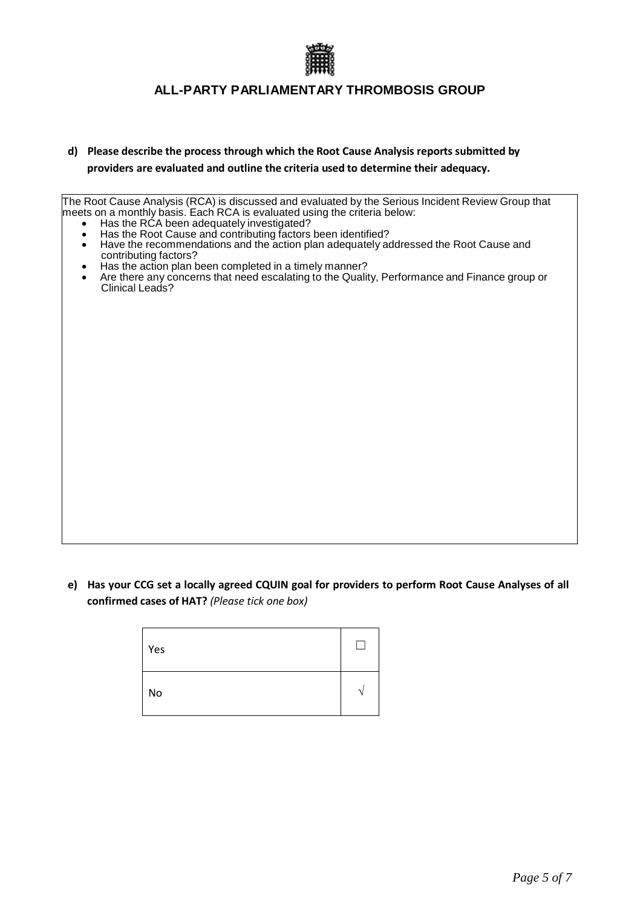**ALL-PARTY PARLIAMENTARY THROMBOSIS GROUP**

**d) Please describe the process through which the Root Cause Analysis reports submitted by providers are evaluated and outline the criteria used to determine their adequacy.**

The Root Cause Analysis (RCA) is discussed and evaluated by the Serious Incident Review Group that meets on a monthly basis. Each RCA is evaluated using the criteria below:

- Has the RCA been adequately investigated?
- Has the Root Cause and contributing factors been identified?
- Have the recommendations and the action plan adequately addressed the Root Cause and contributing factors?
- Has the action plan been completed in a timely manner?
- Are there any concerns that need escalating to the Quality, Performance and Finance group or Clinical Leads?

**e) Has your CCG set a locally agreed CQUIN goal for providers to perform Root Cause Analyses of all confirmed cases of HAT?** *(Please tick one box)*

| | |
|---|---|
| Yes | ☐ |
| No | √ |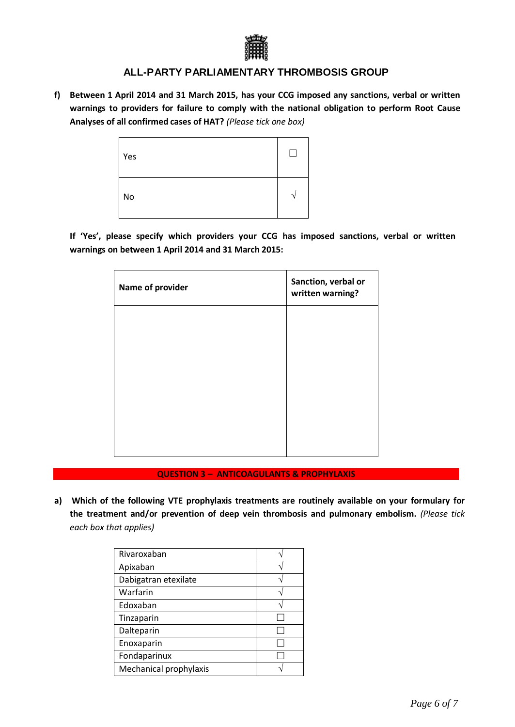## ALL-PARTY PARLIAMENTARY THROMBOSIS GROUP

**f) Between 1 April 2014 and 31 March 2015, has your CCG imposed any sanctions, verbal or written warnings to providers for failure to comply with the national obligation to perform Root Cause Analyses of all confirmed cases of HAT?** *(Please tick one box)*

| | |
|---|---|
| Yes | ☐ |
| No | √ |

**If 'Yes', please specify which providers your CCG has imposed sanctions, verbal or written warnings on between 1 April 2014 and 31 March 2015:**

| Name of provider | Sanction, verbal or written warning? |
|---|---|
| | |

**QUESTION 3 – ANTICOAGULANTS & PROPHYLAXIS**

**a) Which of the following VTE prophylaxis treatments are routinely available on your formulary for the treatment and/or prevention of deep vein thrombosis and pulmonary embolism.** *(Please tick each box that applies)*

| | |
|---|---|
| Rivaroxaban | √ |
| Apixaban | √ |
| Dabigatran etexilate | √ |
| Warfarin | √ |
| Edoxaban | √ |
| Tinzaparin | ☐ |
| Dalteparin | ☐ |
| Enoxaparin | ☐ |
| Fondaparinux | ☐ |
| Mechanical prophylaxis | √ |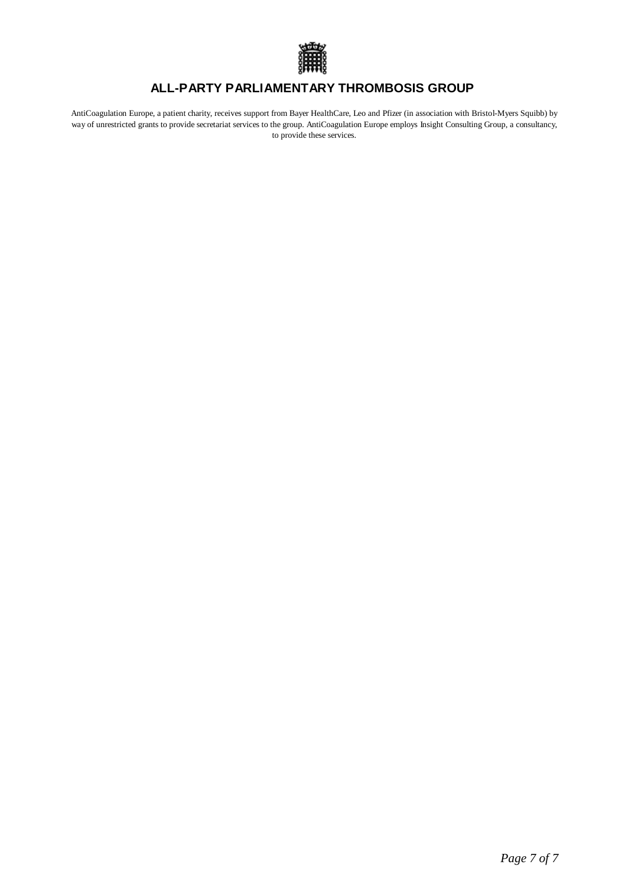# ALL-PARTY PARLIAMENTARY THROMBOSIS GROUP

AntiCoagulation Europe, a patient charity, receives support from Bayer HealthCare, Leo and Pfizer (in association with Bristol-Myers Squibb) by way of unrestricted grants to provide secretariat services to the group. AntiCoagulation Europe employs Insight Consulting Group, a consultancy, to provide these services.